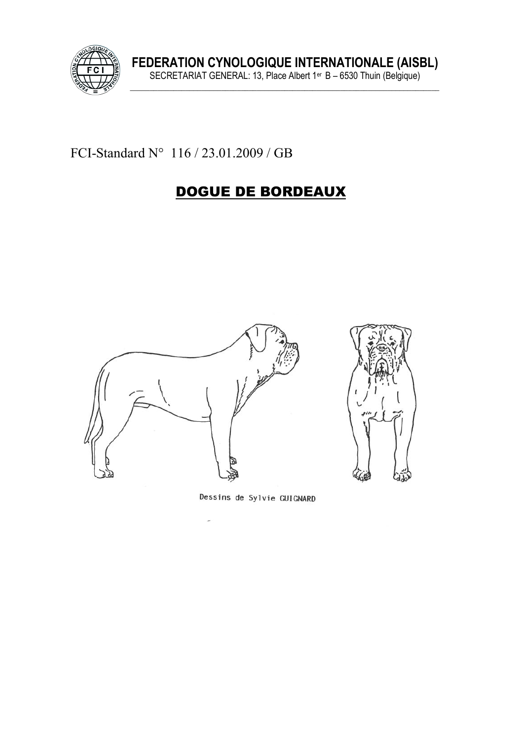**FEDERATION CYNOLOGIQUE INTERNATIONALE (AISBL)**
SECRETARIAT GENERAL: 13, Place Albert 1er B – 6530 Thuin (Belgique)

FCI-Standard N° 116 / 23.01.2009 / GB

# DOGUE DE BORDEAUX

Dessins de Sylvie GUIGNARD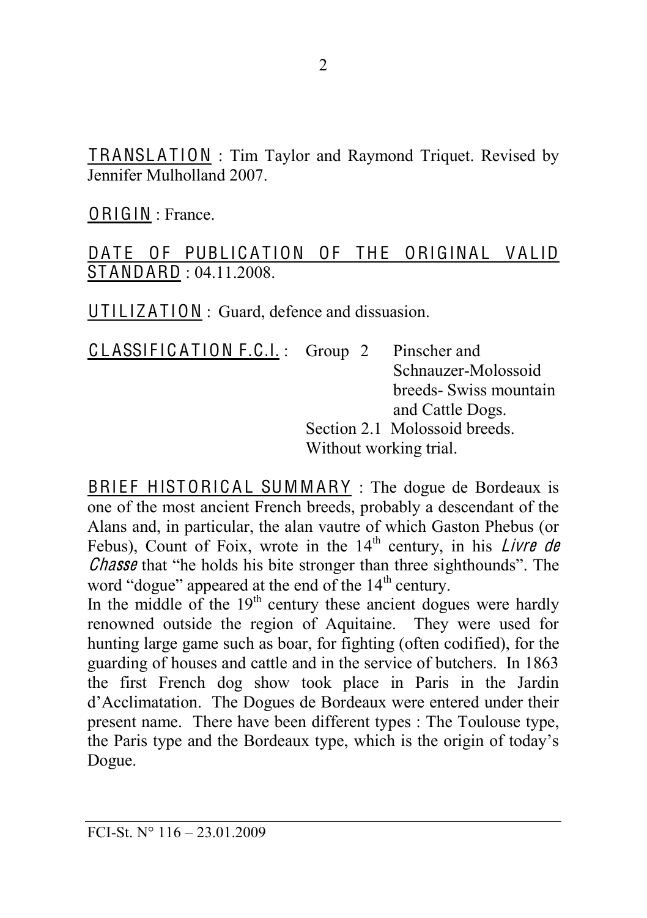<u>TRANSLATION</u> : Tim Taylor and Raymond Triquet. Revised by Jennifer Mulholland 2007.

<u>ORIGIN</u> : France.

<u>DATE OF PUBLICATION OF THE ORIGINAL VALID STANDARD</u> : 04.11.2008.

<u>UTILIZATION</u> : Guard, defence and dissuasion.

<u>CLASSIFICATION F.C.I.</u> : Group 2 Pinscher and Schnauzer-Molossoid breeds- Swiss mountain and Cattle Dogs.
Section 2.1 Molossoid breeds.
Without working trial.

<u>BRIEF HISTORICAL SUMMARY</u> : The dogue de Bordeaux is one of the most ancient French breeds, probably a descendant of the Alans and, in particular, the alan vautre of which Gaston Phebus (or Febus), Count of Foix, wrote in the 14th century, in his *Livre de Chasse* that "he holds his bite stronger than three sighthounds". The word "dogue" appeared at the end of the 14th century.

In the middle of the 19th century these ancient dogues were hardly renowned outside the region of Aquitaine. They were used for hunting large game such as boar, for fighting (often codified), for the guarding of houses and cattle and in the service of butchers. In 1863 the first French dog show took place in Paris in the Jardin d'Acclimatation. The Dogues de Bordeaux were entered under their present name. There have been different types : The Toulouse type, the Paris type and the Bordeaux type, which is the origin of today's Dogue.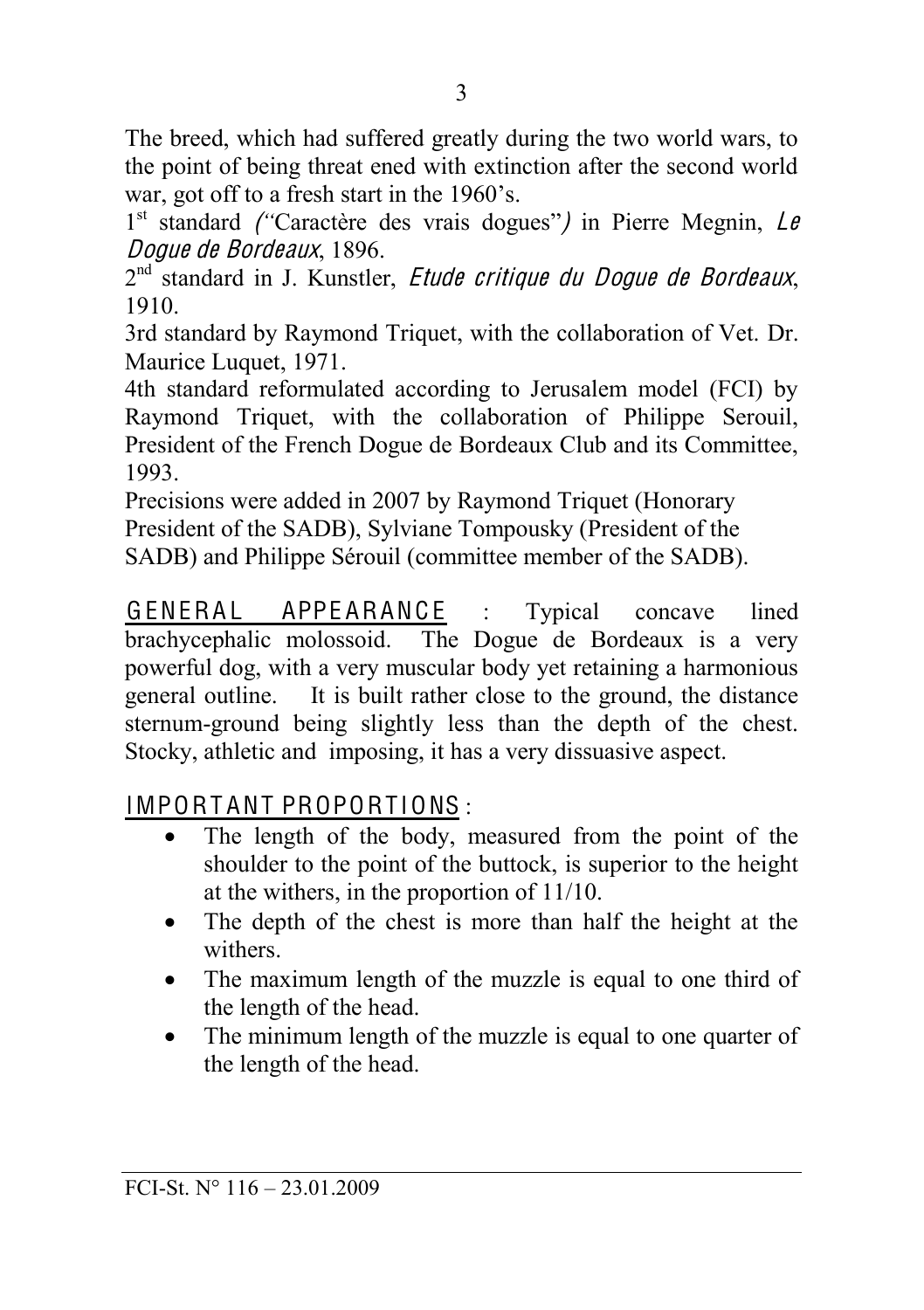The breed, which had suffered greatly during the two world wars, to the point of being threat ened with extinction after the second world war, got off to a fresh start in the 1960's.

1st standard *("Caractère des vrais dogues")* in Pierre Megnin, *Le Dogue de Bordeaux*, 1896.

2nd standard in J. Kunstler, *Etude critique du Dogue de Bordeaux*, 1910.

3rd standard by Raymond Triquet, with the collaboration of Vet. Dr. Maurice Luquet, 1971.

4th standard reformulated according to Jerusalem model (FCI) by Raymond Triquet, with the collaboration of Philippe Serouil, President of the French Dogue de Bordeaux Club and its Committee, 1993.

Precisions were added in 2007 by Raymond Triquet (Honorary President of the SADB), Sylviane Tompousky (President of the SADB) and Philippe Sérouil (committee member of the SADB).

GENERAL APPEARANCE : Typical concave lined brachycephalic molossoid. The Dogue de Bordeaux is a very powerful dog, with a very muscular body yet retaining a harmonious general outline. It is built rather close to the ground, the distance sternum-ground being slightly less than the depth of the chest. Stocky, athletic and imposing, it has a very dissuasive aspect.

IMPORTANT PROPORTIONS :

- The length of the body, measured from the point of the shoulder to the point of the buttock, is superior to the height at the withers, in the proportion of 11/10.
- The depth of the chest is more than half the height at the withers.
- The maximum length of the muzzle is equal to one third of the length of the head.
- The minimum length of the muzzle is equal to one quarter of the length of the head.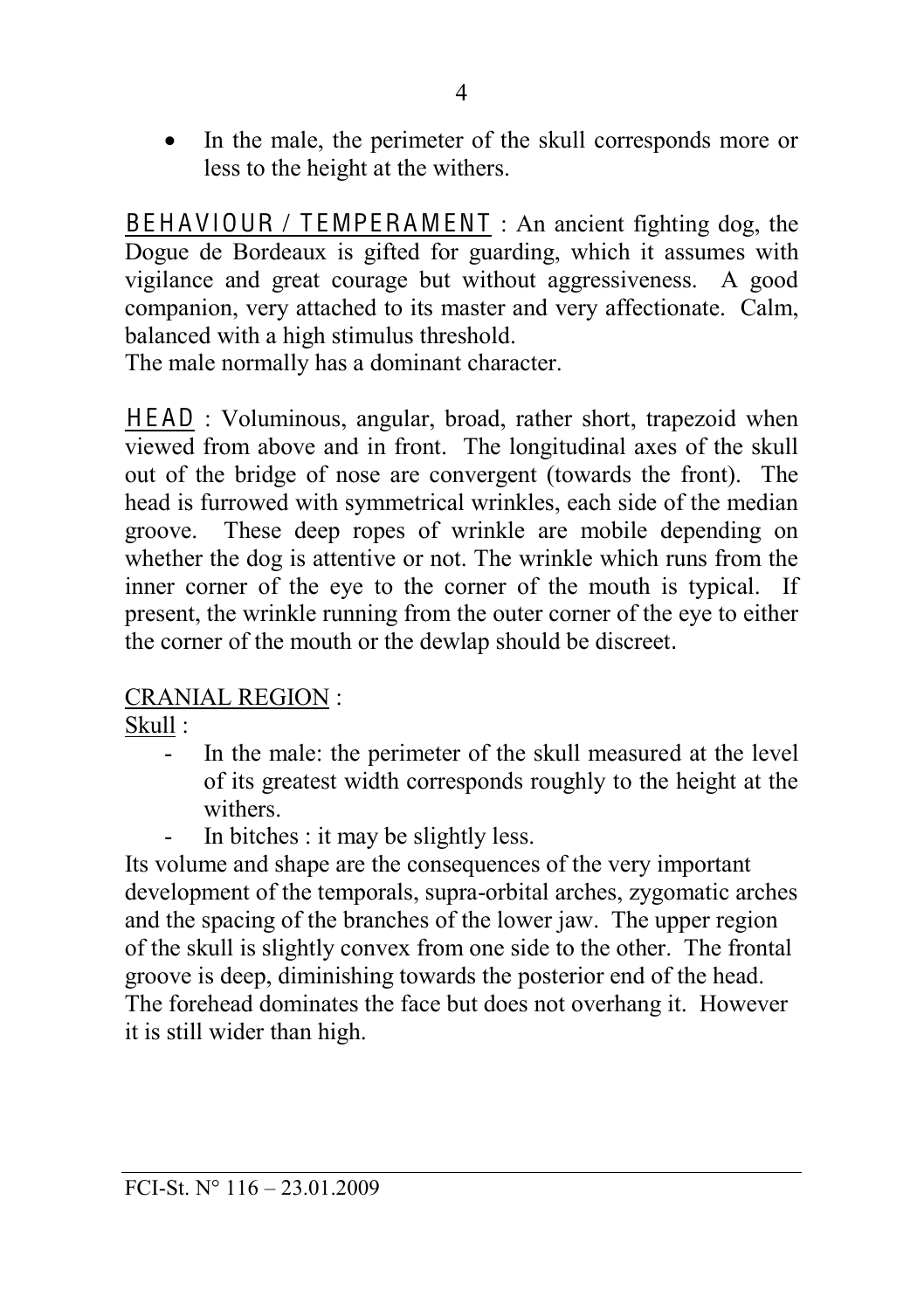- In the male, the perimeter of the skull corresponds more or less to the height at the withers.

**BEHAVIOUR / TEMPERAMENT** : An ancient fighting dog, the Dogue de Bordeaux is gifted for guarding, which it assumes with vigilance and great courage but without aggressiveness. A good companion, very attached to its master and very affectionate. Calm, balanced with a high stimulus threshold.
The male normally has a dominant character.

**HEAD** : Voluminous, angular, broad, rather short, trapezoid when viewed from above and in front. The longitudinal axes of the skull out of the bridge of nose are convergent (towards the front). The head is furrowed with symmetrical wrinkles, each side of the median groove. These deep ropes of wrinkle are mobile depending on whether the dog is attentive or not. The wrinkle which runs from the inner corner of the eye to the corner of the mouth is typical. If present, the wrinkle running from the outer corner of the eye to either the corner of the mouth or the dewlap should be discreet.

CRANIAL REGION :

Skull :

- In the male: the perimeter of the skull measured at the level of its greatest width corresponds roughly to the height at the withers.
- In bitches : it may be slightly less.

Its volume and shape are the consequences of the very important development of the temporals, supra-orbital arches, zygomatic arches and the spacing of the branches of the lower jaw. The upper region of the skull is slightly convex from one side to the other. The frontal groove is deep, diminishing towards the posterior end of the head. The forehead dominates the face but does not overhang it. However it is still wider than high.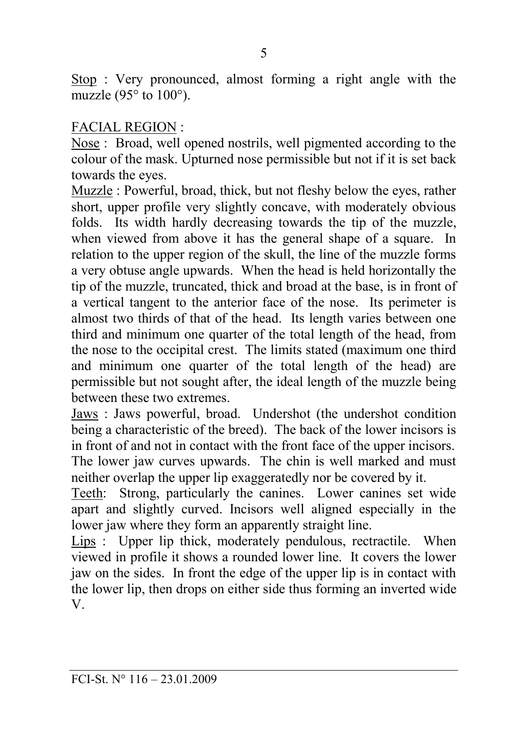<u>Stop</u> : Very pronounced, almost forming a right angle with the muzzle (95° to 100°).

<u>FACIAL REGION</u> :

<u>Nose</u> : Broad, well opened nostrils, well pigmented according to the colour of the mask. Upturned nose permissible but not if it is set back towards the eyes.

<u>Muzzle</u> : Powerful, broad, thick, but not fleshy below the eyes, rather short, upper profile very slightly concave, with moderately obvious folds. Its width hardly decreasing towards the tip of the muzzle, when viewed from above it has the general shape of a square. In relation to the upper region of the skull, the line of the muzzle forms a very obtuse angle upwards. When the head is held horizontally the tip of the muzzle, truncated, thick and broad at the base, is in front of a vertical tangent to the anterior face of the nose. Its perimeter is almost two thirds of that of the head. Its length varies between one third and minimum one quarter of the total length of the head, from the nose to the occipital crest. The limits stated (maximum one third and minimum one quarter of the total length of the head) are permissible but not sought after, the ideal length of the muzzle being between these two extremes.

<u>Jaws</u> : Jaws powerful, broad. Undershot (the undershot condition being a characteristic of the breed). The back of the lower incisors is in front of and not in contact with the front face of the upper incisors. The lower jaw curves upwards. The chin is well marked and must neither overlap the upper lip exaggeratedly nor be covered by it.

<u>Teeth</u>: Strong, particularly the canines. Lower canines set wide apart and slightly curved. Incisors well aligned especially in the lower jaw where they form an apparently straight line.

<u>Lips</u> : Upper lip thick, moderately pendulous, rectractile. When viewed in profile it shows a rounded lower line. It covers the lower jaw on the sides. In front the edge of the upper lip is in contact with the lower lip, then drops on either side thus forming an inverted wide V.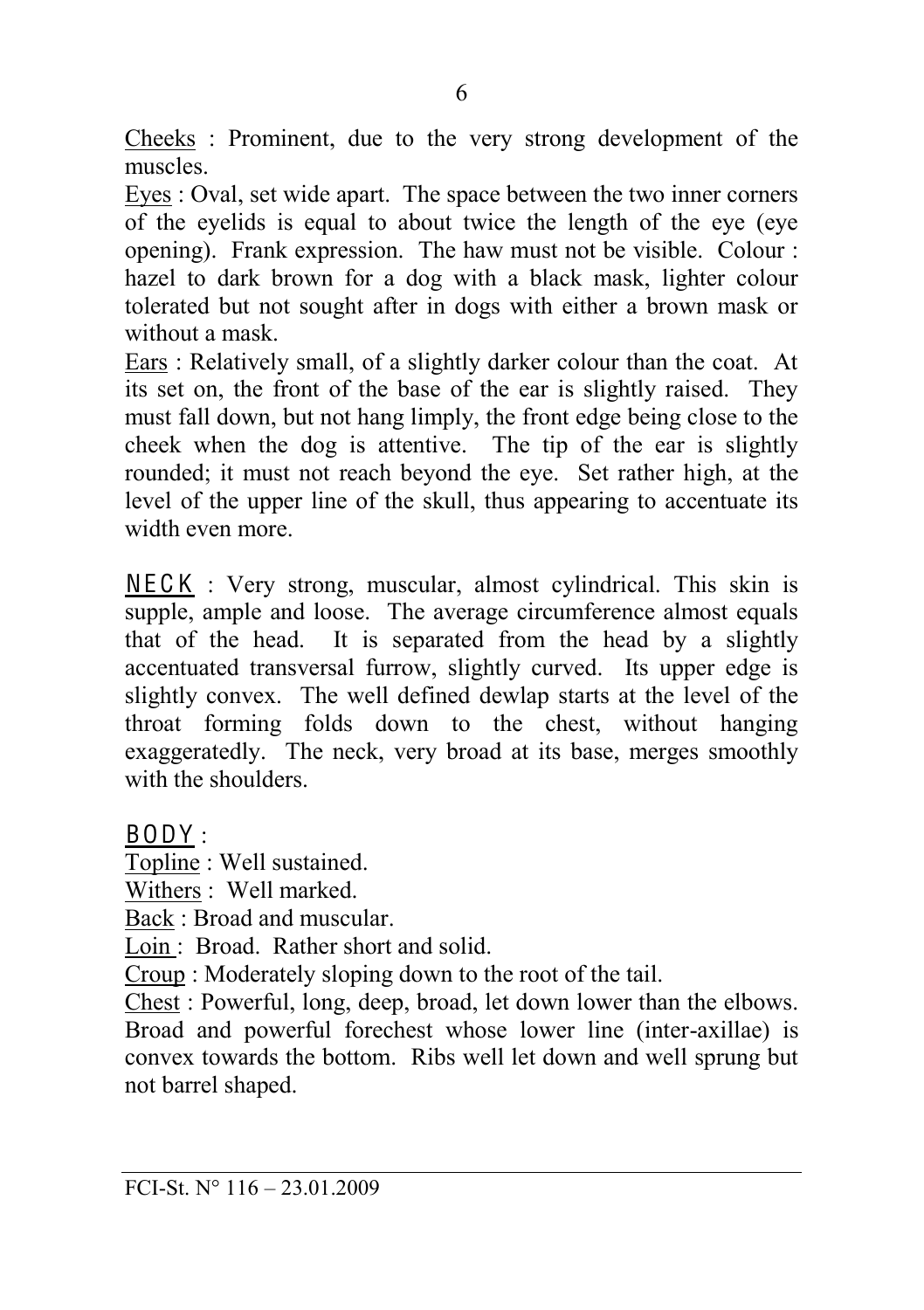Cheeks : Prominent, due to the very strong development of the muscles.

Eyes : Oval, set wide apart. The space between the two inner corners of the eyelids is equal to about twice the length of the eye (eye opening). Frank expression. The haw must not be visible. Colour : hazel to dark brown for a dog with a black mask, lighter colour tolerated but not sought after in dogs with either a brown mask or without a mask.

Ears : Relatively small, of a slightly darker colour than the coat. At its set on, the front of the base of the ear is slightly raised. They must fall down, but not hang limply, the front edge being close to the cheek when the dog is attentive. The tip of the ear is slightly rounded; it must not reach beyond the eye. Set rather high, at the level of the upper line of the skull, thus appearing to accentuate its width even more.

**NECK** : Very strong, muscular, almost cylindrical. This skin is supple, ample and loose. The average circumference almost equals that of the head. It is separated from the head by a slightly accentuated transversal furrow, slightly curved. Its upper edge is slightly convex. The well defined dewlap starts at the level of the throat forming folds down to the chest, without hanging exaggeratedly. The neck, very broad at its base, merges smoothly with the shoulders.

**BODY** :

Topline : Well sustained.

Withers : Well marked.

Back : Broad and muscular.

Loin : Broad. Rather short and solid.

Croup : Moderately sloping down to the root of the tail.

Chest : Powerful, long, deep, broad, let down lower than the elbows. Broad and powerful forechest whose lower line (inter-axillae) is convex towards the bottom. Ribs well let down and well sprung but not barrel shaped.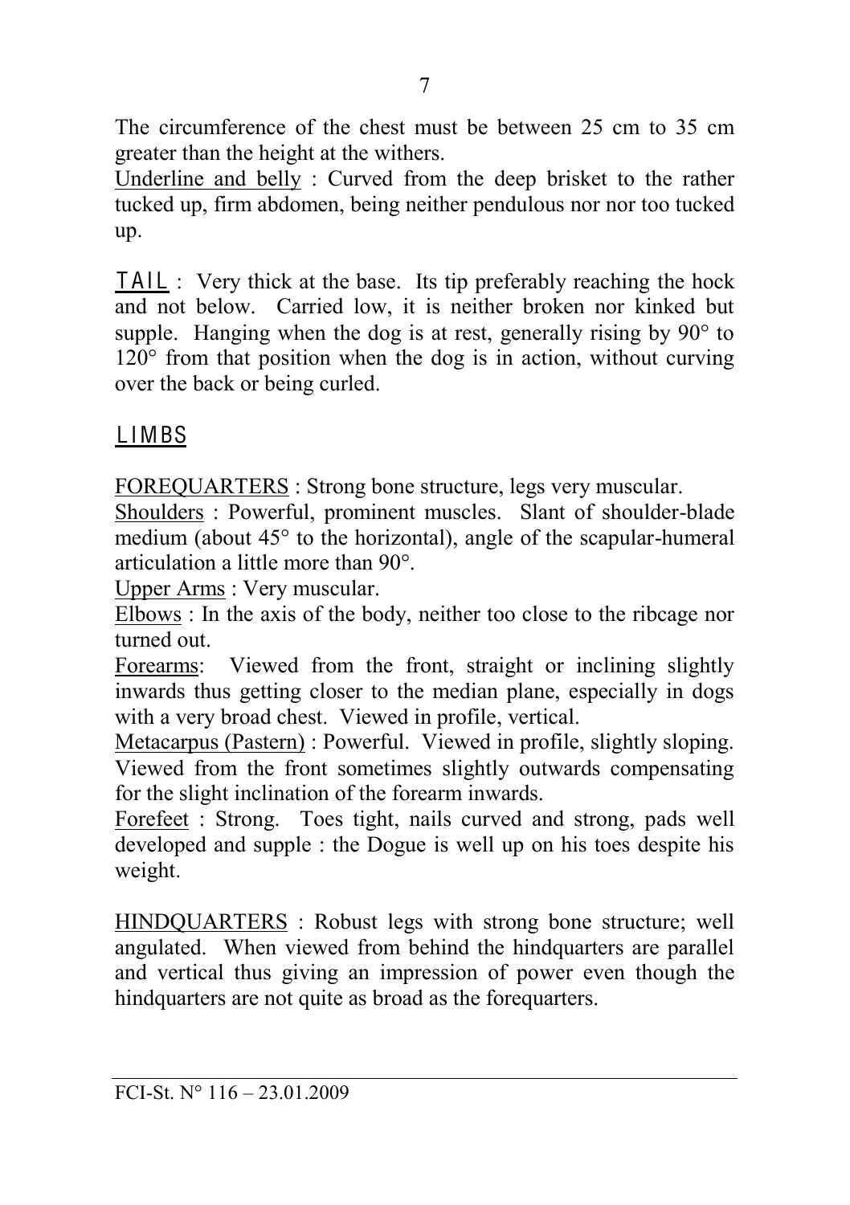The circumference of the chest must be between 25 cm to 35 cm greater than the height at the withers.

Underline and belly : Curved from the deep brisket to the rather tucked up, firm abdomen, being neither pendulous nor nor too tucked up.

TAIL : Very thick at the base. Its tip preferably reaching the hock and not below. Carried low, it is neither broken nor kinked but supple. Hanging when the dog is at rest, generally rising by 90° to 120° from that position when the dog is in action, without curving over the back or being curled.

## LIMBS

FOREQUARTERS : Strong bone structure, legs very muscular.

Shoulders : Powerful, prominent muscles. Slant of shoulder-blade medium (about 45° to the horizontal), angle of the scapular-humeral articulation a little more than 90°.

Upper Arms : Very muscular.

Elbows : In the axis of the body, neither too close to the ribcage nor turned out.

Forearms: Viewed from the front, straight or inclining slightly inwards thus getting closer to the median plane, especially in dogs with a very broad chest. Viewed in profile, vertical.

Metacarpus (Pastern) : Powerful. Viewed in profile, slightly sloping. Viewed from the front sometimes slightly outwards compensating for the slight inclination of the forearm inwards.

Forefeet : Strong. Toes tight, nails curved and strong, pads well developed and supple : the Dogue is well up on his toes despite his weight.

HINDQUARTERS : Robust legs with strong bone structure; well angulated. When viewed from behind the hindquarters are parallel and vertical thus giving an impression of power even though the hindquarters are not quite as broad as the forequarters.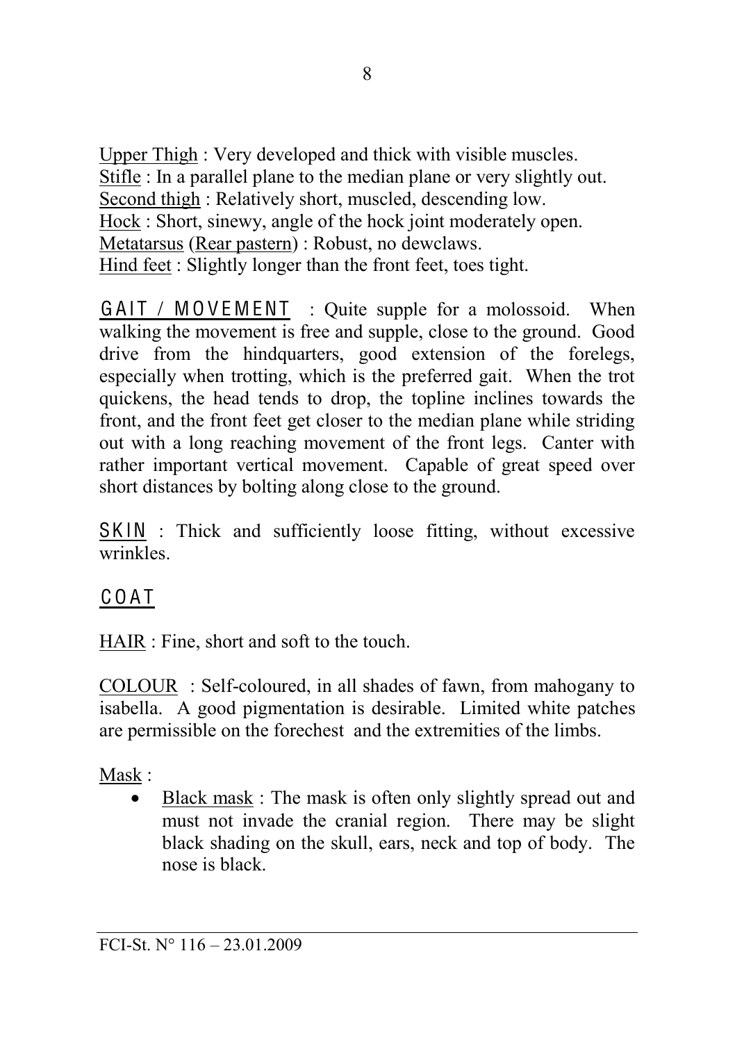Upper Thigh : Very developed and thick with visible muscles.
Stifle : In a parallel plane to the median plane or very slightly out.
Second thigh : Relatively short, muscled, descending low.
Hock : Short, sinewy, angle of the hock joint moderately open.
Metatarsus (Rear pastern) : Robust, no dewclaws.
Hind feet : Slightly longer than the front feet, toes tight.

GAIT / MOVEMENT : Quite supple for a molossoid. When walking the movement is free and supple, close to the ground. Good drive from the hindquarters, good extension of the forelegs, especially when trotting, which is the preferred gait. When the trot quickens, the head tends to drop, the topline inclines towards the front, and the front feet get closer to the median plane while striding out with a long reaching movement of the front legs. Canter with rather important vertical movement. Capable of great speed over short distances by bolting along close to the ground.

SKIN : Thick and sufficiently loose fitting, without excessive wrinkles.

## COAT

HAIR : Fine, short and soft to the touch.

COLOUR : Self-coloured, in all shades of fawn, from mahogany to isabella. A good pigmentation is desirable. Limited white patches are permissible on the forechest and the extremities of the limbs.

Mask :

- Black mask : The mask is often only slightly spread out and must not invade the cranial region. There may be slight black shading on the skull, ears, neck and top of body. The nose is black.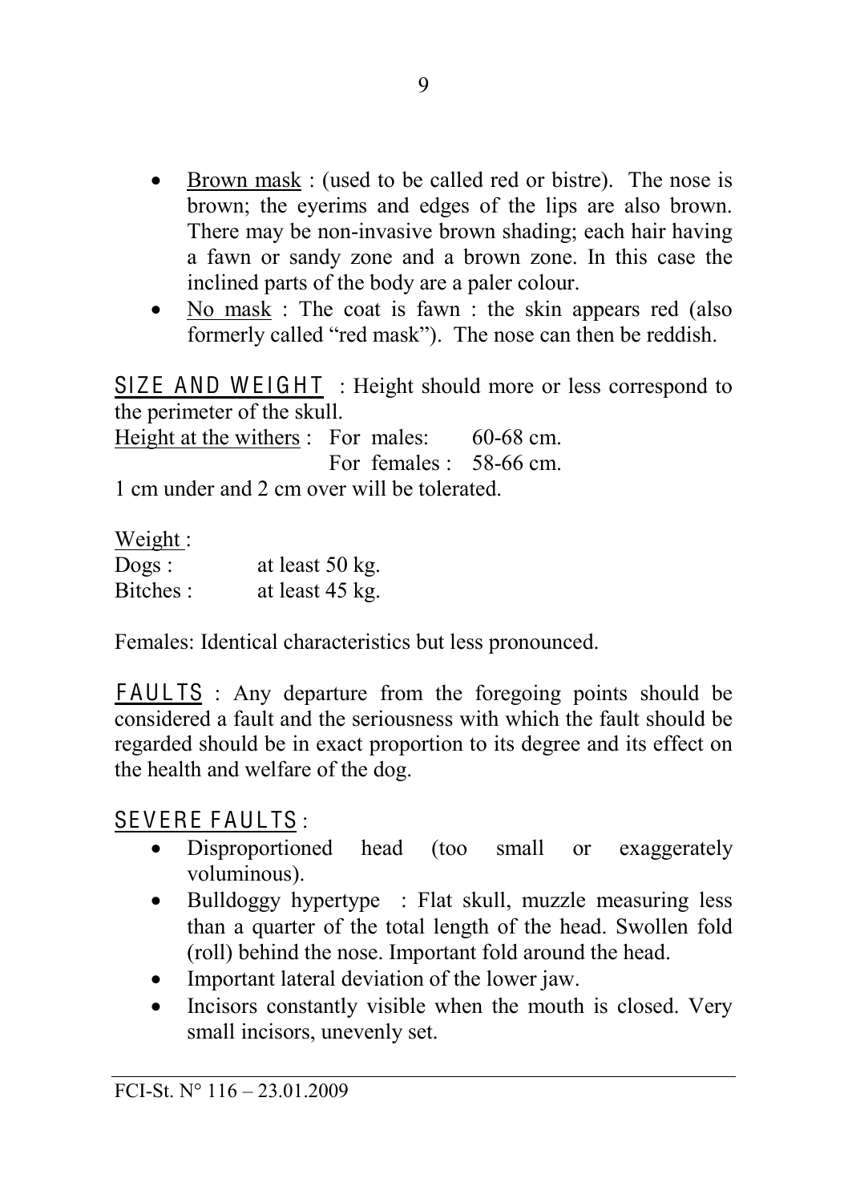- Brown mask : (used to be called red or bistre). The nose is brown; the eyerims and edges of the lips are also brown. There may be non-invasive brown shading; each hair having a fawn or sandy zone and a brown zone. In this case the inclined parts of the body are a paler colour.
- No mask : The coat is fawn : the skin appears red (also formerly called "red mask"). The nose can then be reddish.

**SIZE AND WEIGHT** : Height should more or less correspond to the perimeter of the skull.

Height at the withers : For males: 60-68 cm.
For females : 58-66 cm.

1 cm under and 2 cm over will be tolerated.

Weight :

Dogs : at least 50 kg.
Bitches : at least 45 kg.

Females: Identical characteristics but less pronounced.

**FAULTS** : Any departure from the foregoing points should be considered a fault and the seriousness with which the fault should be regarded should be in exact proportion to its degree and its effect on the health and welfare of the dog.

**SEVERE FAULTS** :

- Disproportioned head (too small or exaggerately voluminous).
- Bulldoggy hypertype : Flat skull, muzzle measuring less than a quarter of the total length of the head. Swollen fold (roll) behind the nose. Important fold around the head.
- Important lateral deviation of the lower jaw.
- Incisors constantly visible when the mouth is closed. Very small incisors, unevenly set.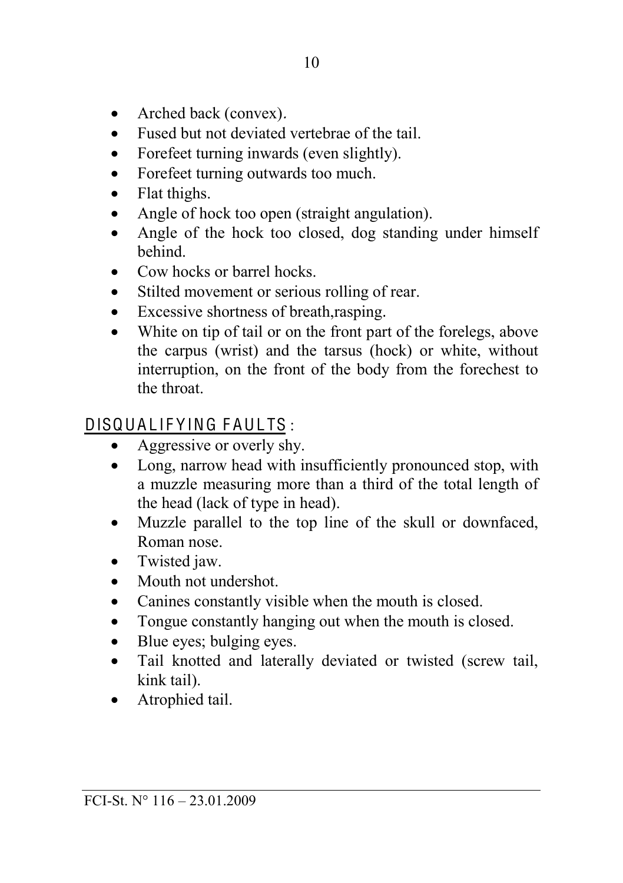- Arched back (convex).
- Fused but not deviated vertebrae of the tail.
- Forefeet turning inwards (even slightly).
- Forefeet turning outwards too much.
- Flat thighs.
- Angle of hock too open (straight angulation).
- Angle of the hock too closed, dog standing under himself behind.
- Cow hocks or barrel hocks.
- Stilted movement or serious rolling of rear.
- Excessive shortness of breath,rasping.
- White on tip of tail or on the front part of the forelegs, above the carpus (wrist) and the tarsus (hock) or white, without interruption, on the front of the body from the forechest to the throat.

## DISQUALIFYING FAULTS :

- Aggressive or overly shy.
- Long, narrow head with insufficiently pronounced stop, with a muzzle measuring more than a third of the total length of the head (lack of type in head).
- Muzzle parallel to the top line of the skull or downfaced, Roman nose.
- Twisted jaw.
- Mouth not undershot.
- Canines constantly visible when the mouth is closed.
- Tongue constantly hanging out when the mouth is closed.
- Blue eyes; bulging eyes.
- Tail knotted and laterally deviated or twisted (screw tail, kink tail).
- Atrophied tail.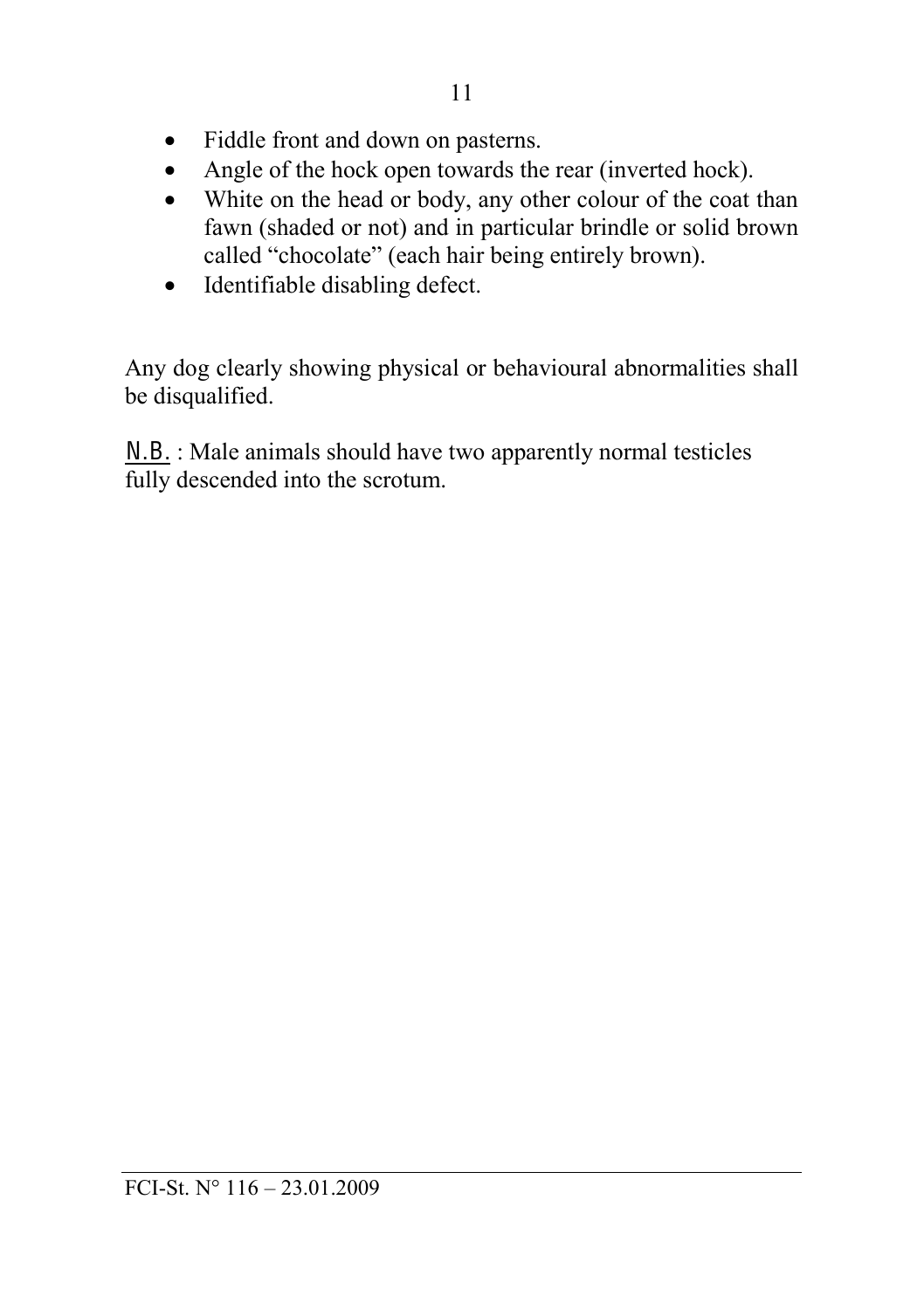- Fiddle front and down on pasterns.
- Angle of the hock open towards the rear (inverted hock).
- White on the head or body, any other colour of the coat than fawn (shaded or not) and in particular brindle or solid brown called "chocolate" (each hair being entirely brown).
- Identifiable disabling defect.

Any dog clearly showing physical or behavioural abnormalities shall be disqualified.

<u>N.B.</u> : Male animals should have two apparently normal testicles fully descended into the scrotum.